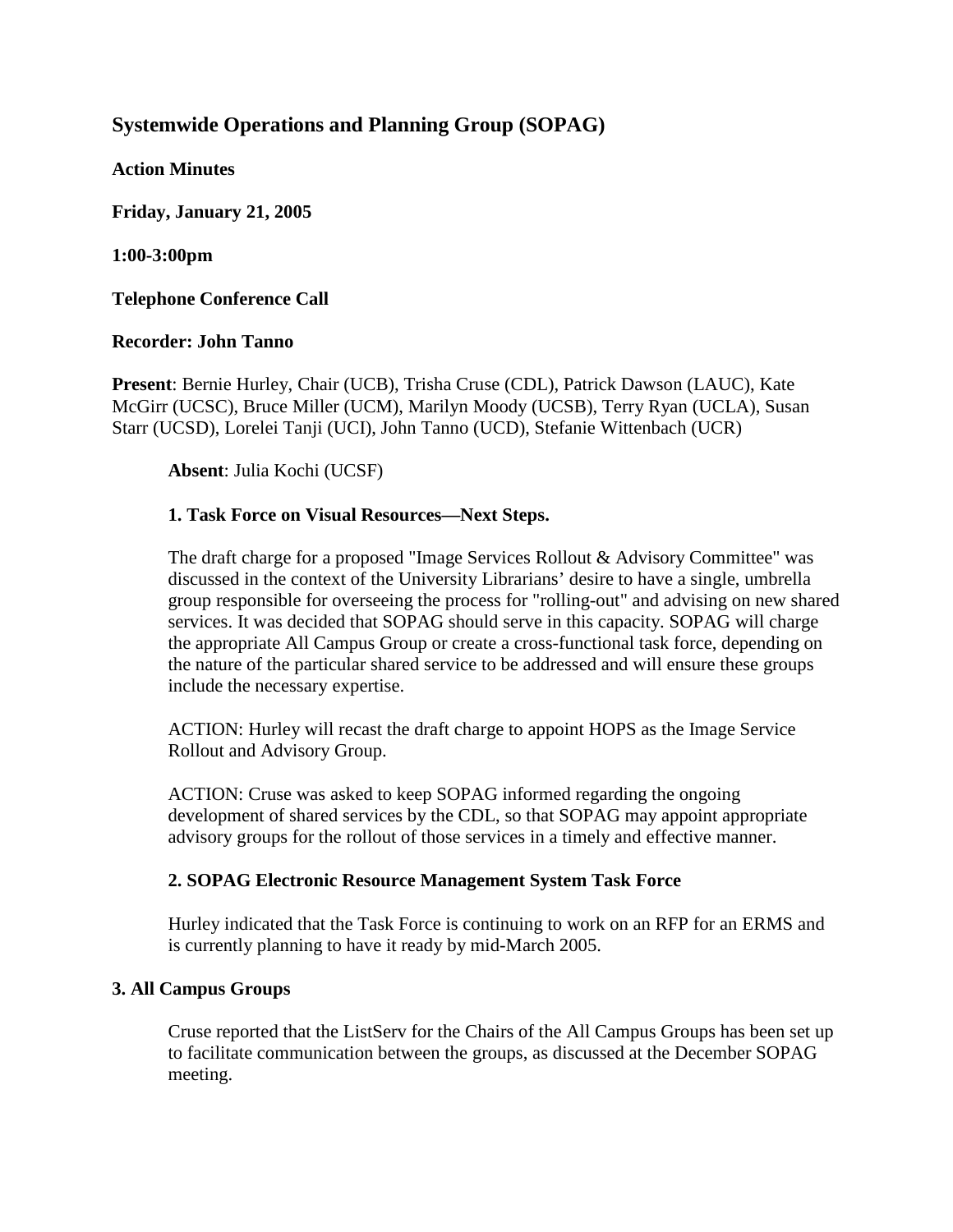## Systemwide Operations and Planning Group (SOPAG)

**Action Minutes**

**Friday, January 21, 2005**

**1:00-3:00pm**

**Telephone Conference Call**

**Recorder: John Tanno**

**Present**: Bernie Hurley, Chair (UCB), Trisha Cruse (CDL), Patrick Dawson (LAUC), Kate McGirr (UCSC), Bruce Miller (UCM), Marilyn Moody (UCSB), Terry Ryan (UCLA), Susan Starr (UCSD), Lorelei Tanji (UCI), John Tanno (UCD), Stefanie Wittenbach (UCR)

**Absent**: Julia Kochi (UCSF)

### 1. Task Force on Visual Resources—Next Steps.

The draft charge for a proposed "Image Services Rollout & Advisory Committee" was discussed in the context of the University Librarians' desire to have a single, umbrella group responsible for overseeing the process for "rolling-out" and advising on new shared services. It was decided that SOPAG should serve in this capacity. SOPAG will charge the appropriate All Campus Group or create a cross-functional task force, depending on the nature of the particular shared service to be addressed and will ensure these groups include the necessary expertise.

ACTION: Hurley will recast the draft charge to appoint HOPS as the Image Service Rollout and Advisory Group.

ACTION: Cruse was asked to keep SOPAG informed regarding the ongoing development of shared services by the CDL, so that SOPAG may appoint appropriate advisory groups for the rollout of those services in a timely and effective manner.

### 2. SOPAG Electronic Resource Management System Task Force

Hurley indicated that the Task Force is continuing to work on an RFP for an ERMS and is currently planning to have it ready by mid-March 2005.

### 3. All Campus Groups

Cruse reported that the ListServ for the Chairs of the All Campus Groups has been set up to facilitate communication between the groups, as discussed at the December SOPAG meeting.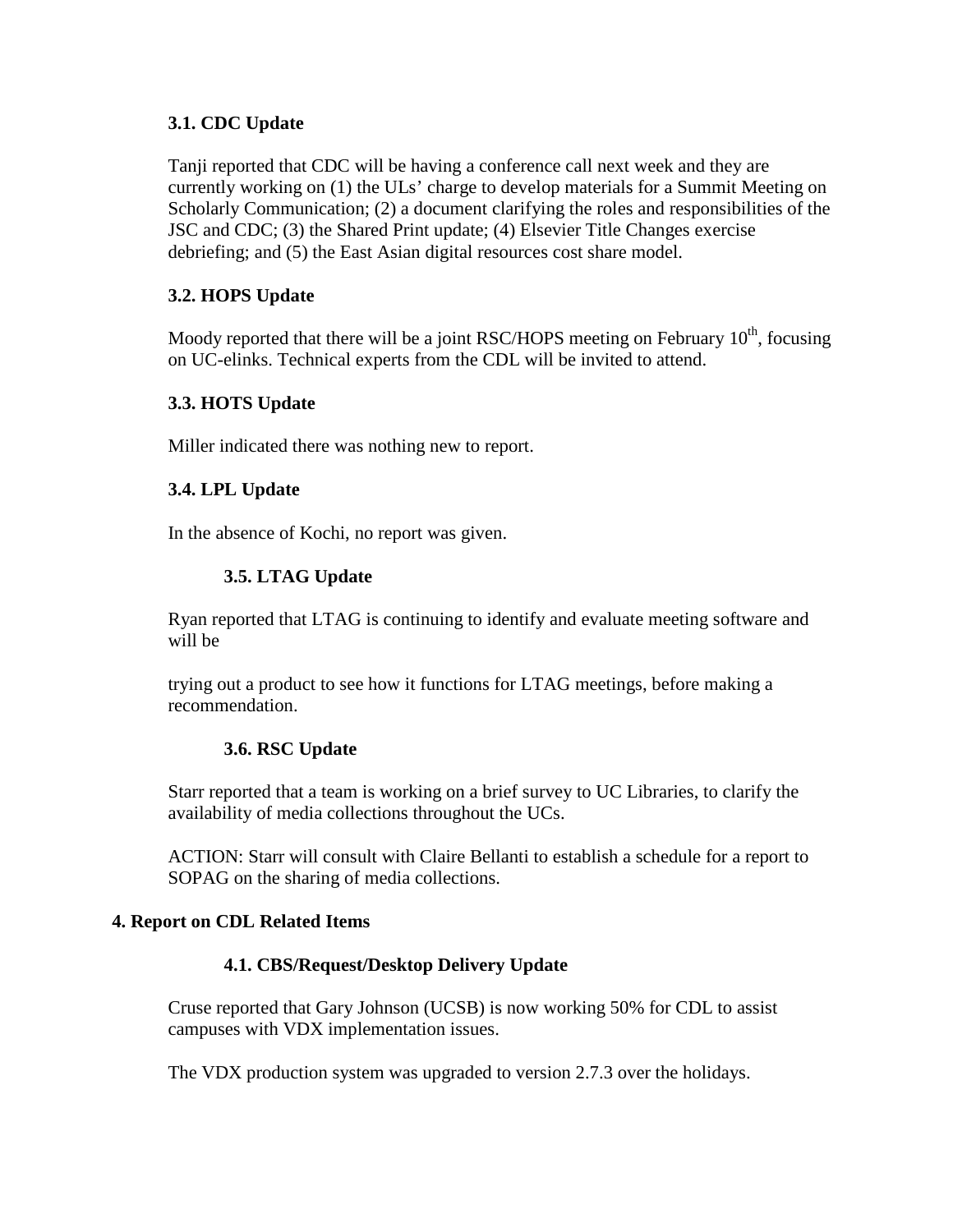### 3.1. CDC Update

Tanji reported that CDC will be having a conference call next week and they are currently working on (1) the ULs' charge to develop materials for a Summit Meeting on Scholarly Communication; (2) a document clarifying the roles and responsibilities of the JSC and CDC; (3) the Shared Print update; (4) Elsevier Title Changes exercise debriefing; and (5) the East Asian digital resources cost share model.

### 3.2. HOPS Update

Moody reported that there will be a joint RSC/HOPS meeting on February 10th, focusing on UC-elinks. Technical experts from the CDL will be invited to attend.

### 3.3. HOTS Update

Miller indicated there was nothing new to report.

### 3.4. LPL Update

In the absence of Kochi, no report was given.

### 3.5. LTAG Update

Ryan reported that LTAG is continuing to identify and evaluate meeting software and will be

trying out a product to see how it functions for LTAG meetings, before making a recommendation.

### 3.6. RSC Update

Starr reported that a team is working on a brief survey to UC Libraries, to clarify the availability of media collections throughout the UCs.

ACTION: Starr will consult with Claire Bellanti to establish a schedule for a report to SOPAG on the sharing of media collections.

## 4. Report on CDL Related Items

### 4.1. CBS/Request/Desktop Delivery Update

Cruse reported that Gary Johnson (UCSB) is now working 50% for CDL to assist campuses with VDX implementation issues.

The VDX production system was upgraded to version 2.7.3 over the holidays.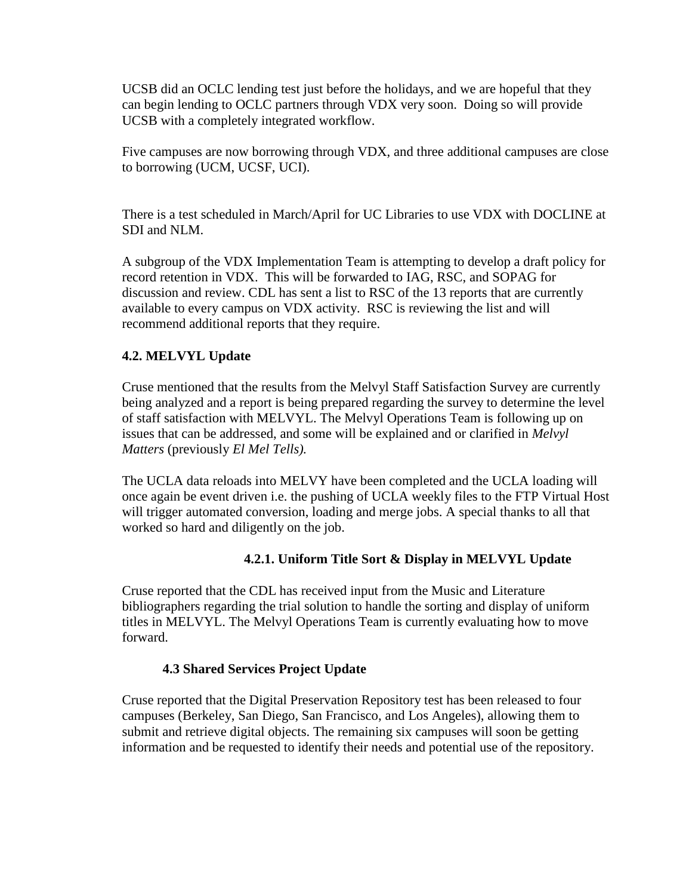UCSB did an OCLC lending test just before the holidays, and we are hopeful that they can begin lending to OCLC partners through VDX very soon. Doing so will provide UCSB with a completely integrated workflow.

Five campuses are now borrowing through VDX, and three additional campuses are close to borrowing (UCM, UCSF, UCI).

There is a test scheduled in March/April for UC Libraries to use VDX with DOCLINE at SDI and NLM.

A subgroup of the VDX Implementation Team is attempting to develop a draft policy for record retention in VDX. This will be forwarded to IAG, RSC, and SOPAG for discussion and review. CDL has sent a list to RSC of the 13 reports that are currently available to every campus on VDX activity. RSC is reviewing the list and will recommend additional reports that they require.

### 4.2. MELVYL Update

Cruse mentioned that the results from the Melvyl Staff Satisfaction Survey are currently being analyzed and a report is being prepared regarding the survey to determine the level of staff satisfaction with MELVYL. The Melvyl Operations Team is following up on issues that can be addressed, and some will be explained and or clarified in *Melvyl Matters* (previously *El Mel Tells).*

The UCLA data reloads into MELVY have been completed and the UCLA loading will once again be event driven i.e. the pushing of UCLA weekly files to the FTP Virtual Host will trigger automated conversion, loading and merge jobs. A special thanks to all that worked so hard and diligently on the job.

#### 4.2.1. Uniform Title Sort & Display in MELVYL Update

Cruse reported that the CDL has received input from the Music and Literature bibliographers regarding the trial solution to handle the sorting and display of uniform titles in MELVYL. The Melvyl Operations Team is currently evaluating how to move forward.

### 4.3 Shared Services Project Update

Cruse reported that the Digital Preservation Repository test has been released to four campuses (Berkeley, San Diego, San Francisco, and Los Angeles), allowing them to submit and retrieve digital objects. The remaining six campuses will soon be getting information and be requested to identify their needs and potential use of the repository.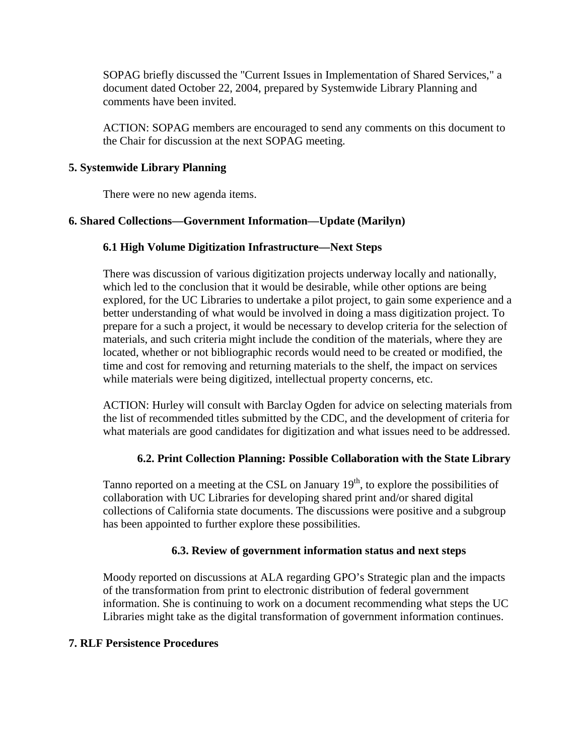SOPAG briefly discussed the "Current Issues in Implementation of Shared Services," a document dated October 22, 2004, prepared by Systemwide Library Planning and comments have been invited.

ACTION: SOPAG members are encouraged to send any comments on this document to the Chair for discussion at the next SOPAG meeting.

**5. Systemwide Library Planning**

There were no new agenda items.

**6. Shared Collections—Government Information—Update (Marilyn)**

**6.1 High Volume Digitization Infrastructure—Next Steps**

There was discussion of various digitization projects underway locally and nationally, which led to the conclusion that it would be desirable, while other options are being explored, for the UC Libraries to undertake a pilot project, to gain some experience and a better understanding of what would be involved in doing a mass digitization project. To prepare for a such a project, it would be necessary to develop criteria for the selection of materials, and such criteria might include the condition of the materials, where they are located, whether or not bibliographic records would need to be created or modified, the time and cost for removing and returning materials to the shelf, the impact on services while materials were being digitized, intellectual property concerns, etc.

ACTION: Hurley will consult with Barclay Ogden for advice on selecting materials from the list of recommended titles submitted by the CDC, and the development of criteria for what materials are good candidates for digitization and what issues need to be addressed.

**6.2. Print Collection Planning: Possible Collaboration with the State Library**

Tanno reported on a meeting at the CSL on January 19th, to explore the possibilities of collaboration with UC Libraries for developing shared print and/or shared digital collections of California state documents. The discussions were positive and a subgroup has been appointed to further explore these possibilities.

**6.3. Review of government information status and next steps**

Moody reported on discussions at ALA regarding GPO's Strategic plan and the impacts of the transformation from print to electronic distribution of federal government information. She is continuing to work on a document recommending what steps the UC Libraries might take as the digital transformation of government information continues.

**7. RLF Persistence Procedures**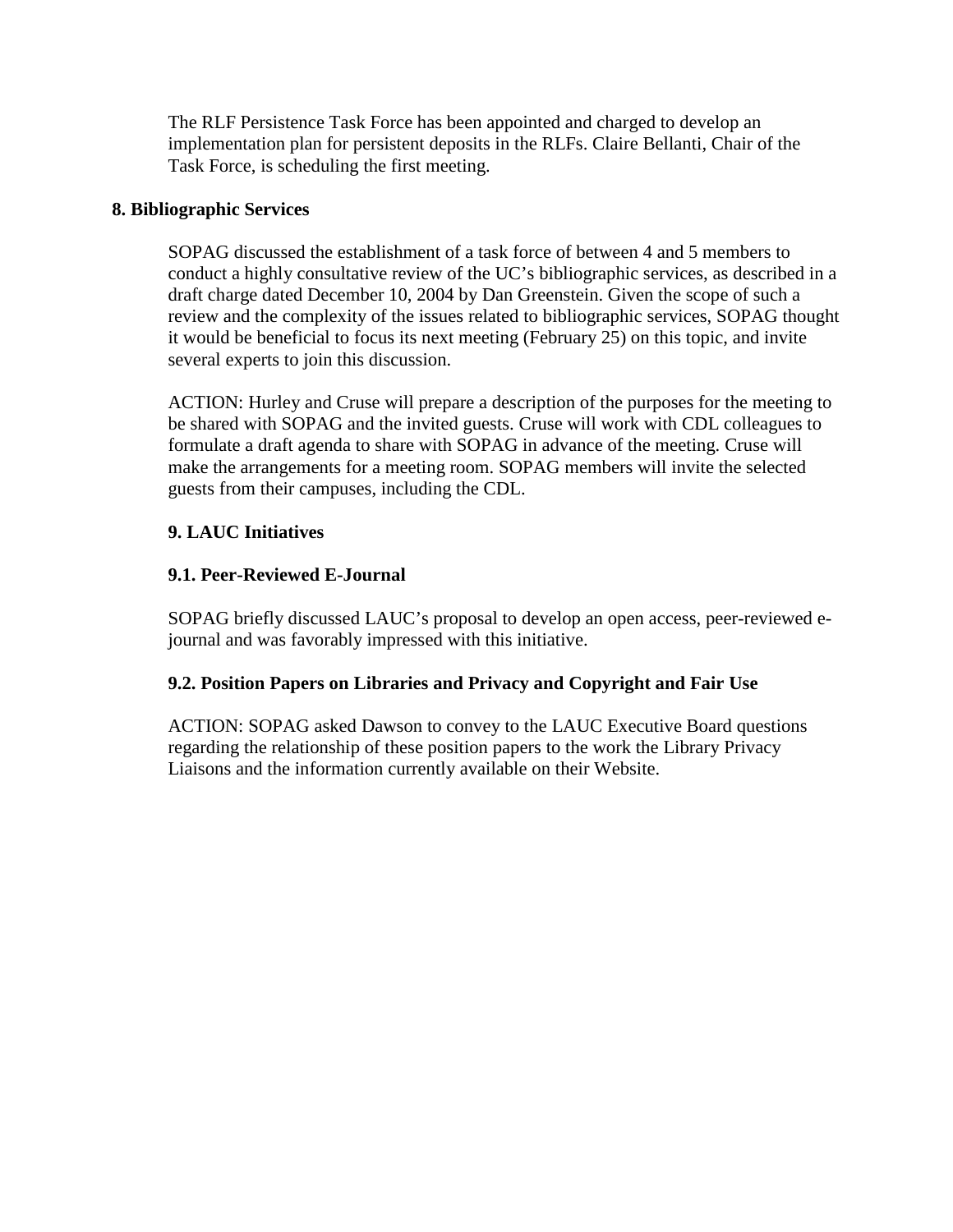The RLF Persistence Task Force has been appointed and charged to develop an implementation plan for persistent deposits in the RLFs. Claire Bellanti, Chair of the Task Force, is scheduling the first meeting.

**8. Bibliographic Services**

SOPAG discussed the establishment of a task force of between 4 and 5 members to conduct a highly consultative review of the UC's bibliographic services, as described in a draft charge dated December 10, 2004 by Dan Greenstein. Given the scope of such a review and the complexity of the issues related to bibliographic services, SOPAG thought it would be beneficial to focus its next meeting (February 25) on this topic, and invite several experts to join this discussion.

ACTION: Hurley and Cruse will prepare a description of the purposes for the meeting to be shared with SOPAG and the invited guests. Cruse will work with CDL colleagues to formulate a draft agenda to share with SOPAG in advance of the meeting. Cruse will make the arrangements for a meeting room. SOPAG members will invite the selected guests from their campuses, including the CDL.

**9. LAUC Initiatives**

**9.1. Peer-Reviewed E-Journal**

SOPAG briefly discussed LAUC's proposal to develop an open access, peer-reviewed e-journal and was favorably impressed with this initiative.

**9.2. Position Papers on Libraries and Privacy and Copyright and Fair Use**

ACTION: SOPAG asked Dawson to convey to the LAUC Executive Board questions regarding the relationship of these position papers to the work the Library Privacy Liaisons and the information currently available on their Website.